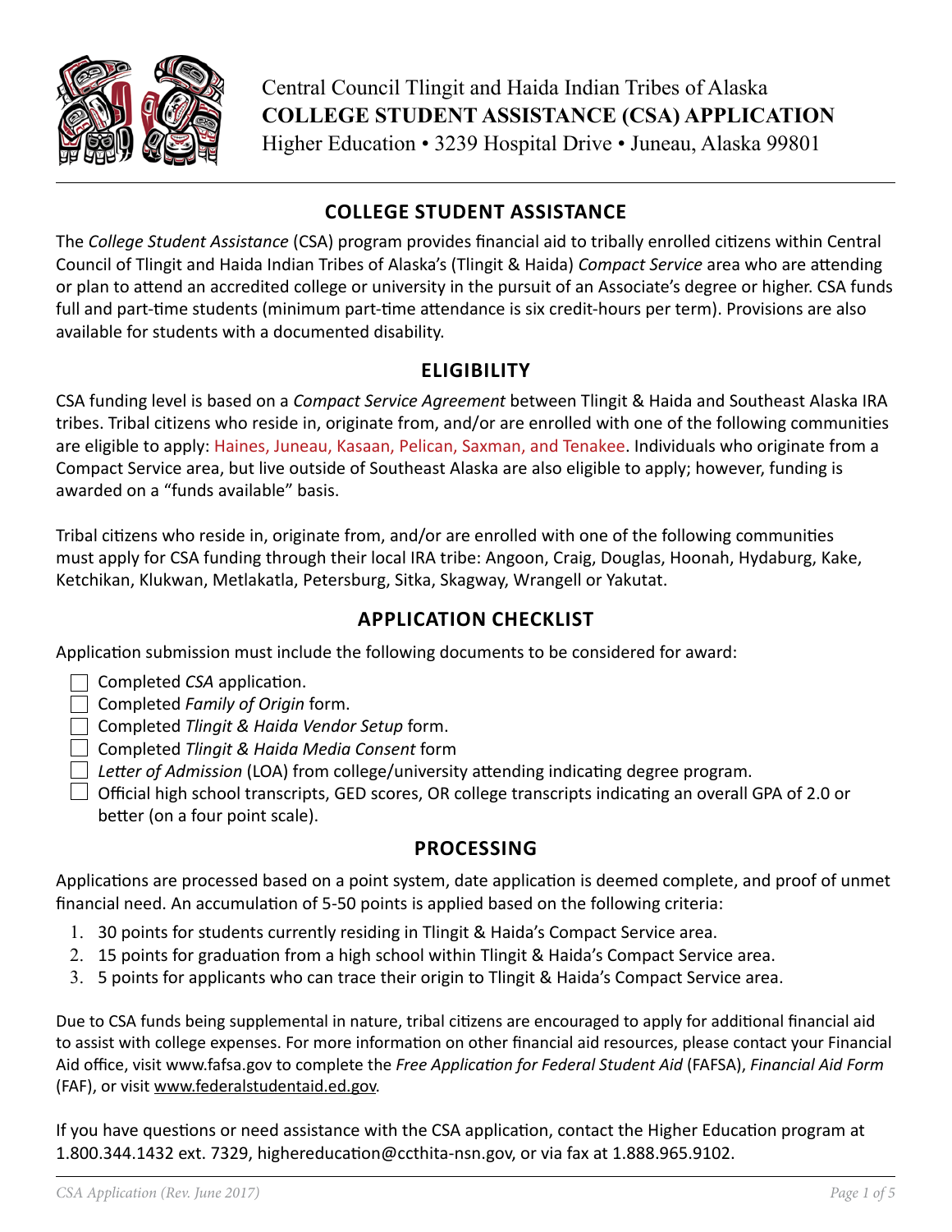Central Council Tlingit and Haida Indian Tribes of Alaska
**COLLEGE STUDENT ASSISTANCE (CSA) APPLICATION**
Higher Education • 3239 Hospital Drive • Juneau, Alaska 99801

## COLLEGE STUDENT ASSISTANCE

The *College Student Assistance* (CSA) program provides financial aid to tribally enrolled citizens within Central Council of Tlingit and Haida Indian Tribes of Alaska's (Tlingit & Haida) *Compact Service* area who are attending or plan to attend an accredited college or university in the pursuit of an Associate's degree or higher. CSA funds full and part-time students (minimum part-time attendance is six credit-hours per term). Provisions are also available for students with a documented disability.

## ELIGIBILITY

CSA funding level is based on a *Compact Service Agreement* between Tlingit & Haida and Southeast Alaska IRA tribes. Tribal citizens who reside in, originate from, and/or are enrolled with one of the following communities are eligible to apply: Haines, Juneau, Kasaan, Pelican, Saxman, and Tenakee. Individuals who originate from a Compact Service area, but live outside of Southeast Alaska are also eligible to apply; however, funding is awarded on a "funds available" basis.

Tribal citizens who reside in, originate from, and/or are enrolled with one of the following communities must apply for CSA funding through their local IRA tribe: Angoon, Craig, Douglas, Hoonah, Hydaburg, Kake, Ketchikan, Klukwan, Metlakatla, Petersburg, Sitka, Skagway, Wrangell or Yakutat.

## APPLICATION CHECKLIST

Application submission must include the following documents to be considered for award:

- ☐ Completed *CSA* application.
- ☐ Completed *Family of Origin* form.
- ☐ Completed *Tlingit & Haida Vendor Setup* form.
- ☐ Completed *Tlingit & Haida Media Consent* form
- ☐ *Letter of Admission* (LOA) from college/university attending indicating degree program.
- ☐ Official high school transcripts, GED scores, OR college transcripts indicating an overall GPA of 2.0 or better (on a four point scale).

## PROCESSING

Applications are processed based on a point system, date application is deemed complete, and proof of unmet financial need. An accumulation of 5-50 points is applied based on the following criteria:

1. 30 points for students currently residing in Tlingit & Haida's Compact Service area.
2. 15 points for graduation from a high school within Tlingit & Haida's Compact Service area.
3. 5 points for applicants who can trace their origin to Tlingit & Haida's Compact Service area.

Due to CSA funds being supplemental in nature, tribal citizens are encouraged to apply for additional financial aid to assist with college expenses. For more information on other financial aid resources, please contact your Financial Aid office, visit www.fafsa.gov to complete the *Free Application for Federal Student Aid* (FAFSA), *Financial Aid Form* (FAF), or visit www.federalstudentaid.ed.gov.

If you have questions or need assistance with the CSA application, contact the Higher Education program at 1.800.344.1432 ext. 7329, highereducation@ccthita-nsn.gov, or via fax at 1.888.965.9102.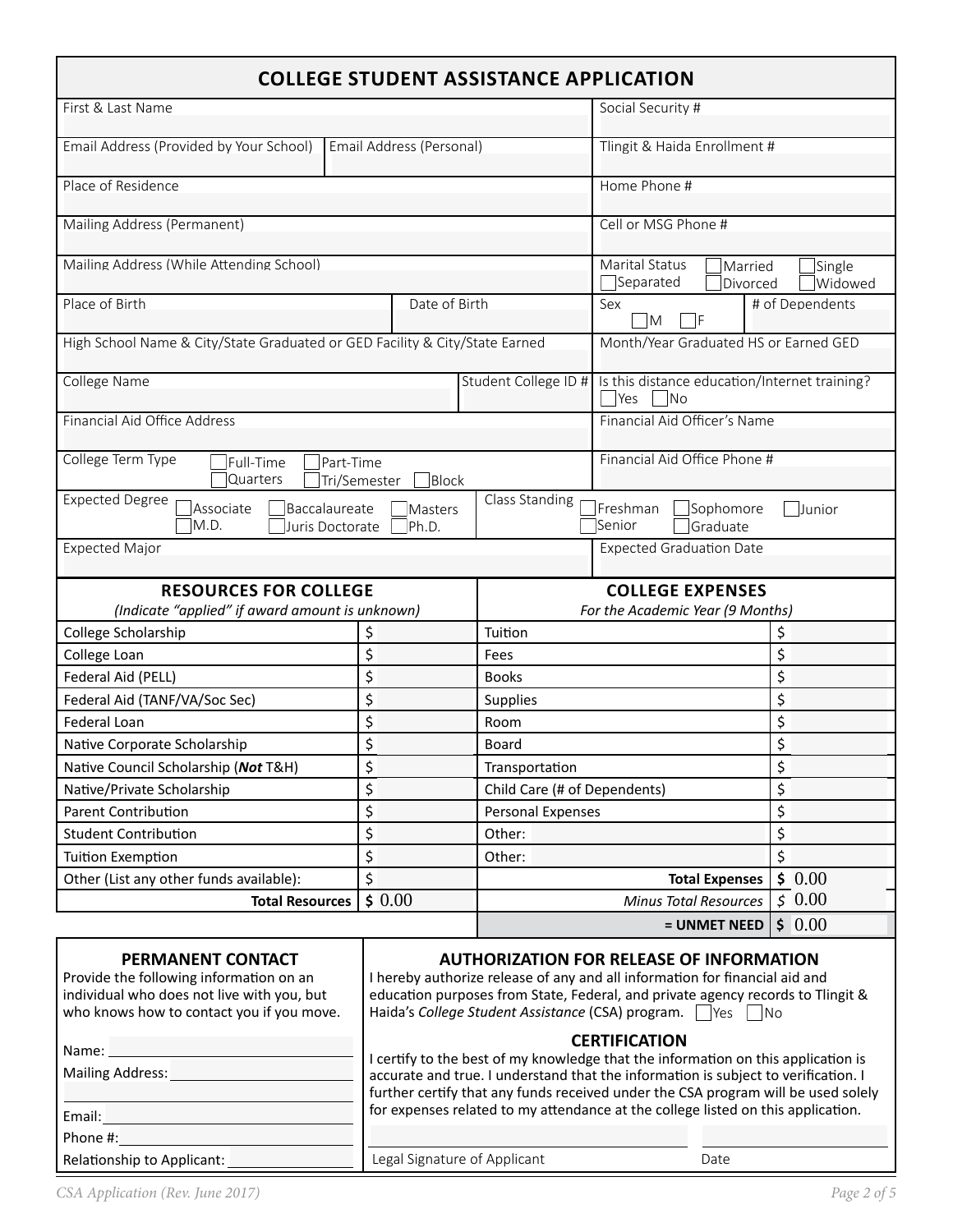# COLLEGE STUDENT ASSISTANCE APPLICATION

| | | | |
|---|---|---|---|
| First & Last Name | | | Social Security # |
| Email Address (Provided by Your School) | Email Address (Personal) | | Tlingit & Haida Enrollment # |
| Place of Residence | | | Home Phone # |
| Mailing Address (Permanent) | | | Cell or MSG Phone # |
| Mailing Address (While Attending School) | | | Marital Status ☐ Married ☐ Single ☐ Separated ☐ Divorced ☐ Widowed |
| Place of Birth | Date of Birth | | Sex ☐ M ☐ F / # of Dependents |
| High School Name & City/State Graduated or GED Facility & City/State Earned | | | Month/Year Graduated HS or Earned GED |
| College Name | | Student College ID # | Is this distance education/Internet training? ☐ Yes ☐ No |
| Financial Aid Office Address | | | Financial Aid Officer's Name |
| College Term Type ☐ Full-Time ☐ Part-Time ☐ Quarters ☐ Tri/Semester ☐ Block | | | Financial Aid Office Phone # |
| Expected Degree ☐ Associate ☐ Baccalaureate ☐ Masters ☐ M.D. ☐ Juris Doctorate ☐ Ph.D. | | Class Standing | ☐ Freshman ☐ Sophomore ☐ Junior ☐ Senior ☐ Graduate |
| Expected Major | | | Expected Graduation Date |

| RESOURCES FOR COLLEGE *(Indicate "applied" if award amount is unknown)* | | COLLEGE EXPENSES *For the Academic Year (9 Months)* | |
|---|---|---|---|
| College Scholarship | $ | Tuition | $ |
| College Loan | $ | Fees | $ |
| Federal Aid (PELL) | $ | Books | $ |
| Federal Aid (TANF/VA/Soc Sec) | $ | Supplies | $ |
| Federal Loan | $ | Room | $ |
| Native Corporate Scholarship | $ | Board | $ |
| Native Council Scholarship (***Not*** T&H) | $ | Transportation | $ |
| Native/Private Scholarship | $ | Child Care (# of Dependents) | $ |
| Parent Contribution | $ | Personal Expenses | $ |
| Student Contribution | $ | Other: | $ |
| Tuition Exemption | $ | Other: | $ |
| Other (List any other funds available): | $ | **Total Expenses** | $ 0.00 |
| **Total Resources** | $ 0.00 | *Minus Total Resources* | $ 0.00 |
| | | **= UNMET NEED** | $ 0.00 |

## PERMANENT CONTACT

Provide the following information on an individual who does not live with you, but who knows how to contact you if you move.

Name: ______________________

Mailing Address: ______________________

______________________

Email: ______________________

Phone #: ______________________

Relationship to Applicant: ______________________

## AUTHORIZATION FOR RELEASE OF INFORMATION

I hereby authorize release of any and all information for financial aid and education purposes from State, Federal, and private agency records to Tlingit & Haida's *College Student Assistance* (CSA) program. ☐ Yes ☐ No

## CERTIFICATION

I certify to the best of my knowledge that the information on this application is accurate and true. I understand that the information is subject to verification. I further certify that any funds received under the CSA program will be used solely for expenses related to my attendance at the college listed on this application.

______________________ ______________________

Legal Signature of Applicant Date

CSA Application (Rev. June 2017)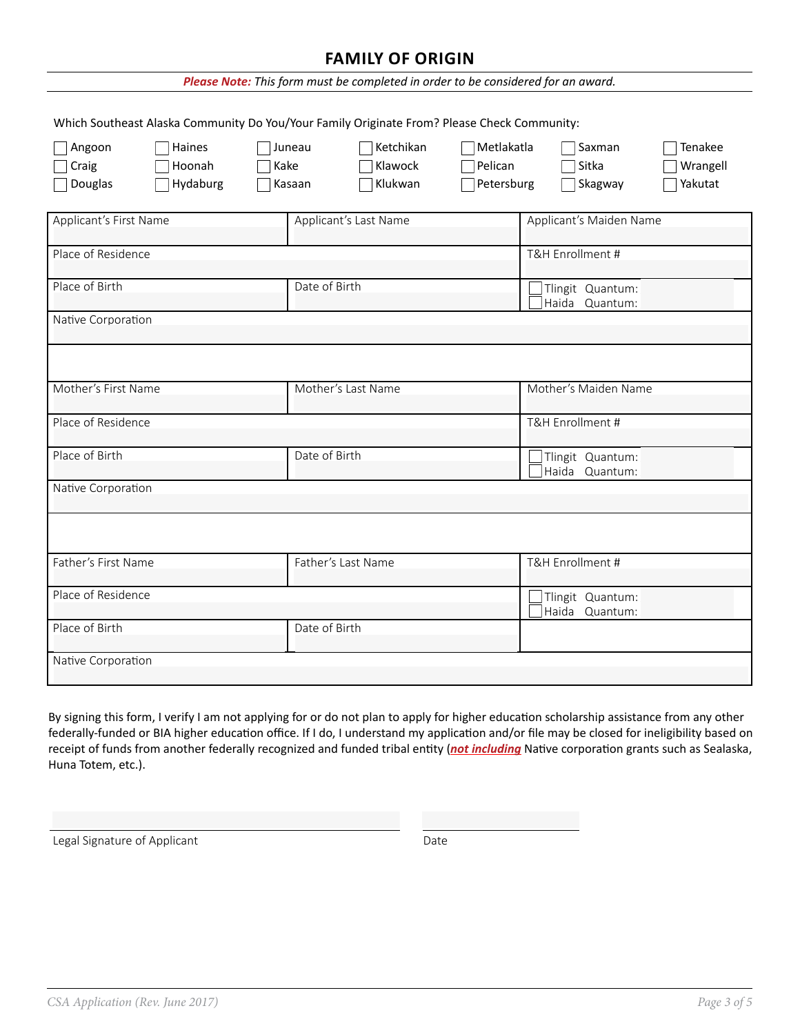## FAMILY OF ORIGIN

***Please Note:*** *This form must be completed in order to be considered for an award.*

Which Southeast Alaska Community Do You/Your Family Originate From? Please Check Community:

| | | | | | | |
|---|---|---|---|---|---|---|
| ☐ Angoon | ☐ Haines | ☐ Juneau | ☐ Ketchikan | ☐ Metlakatla | ☐ Saxman | ☐ Tenakee |
| ☐ Craig | ☐ Hoonah | ☐ Kake | ☐ Klawock | ☐ Pelican | ☐ Sitka | ☐ Wrangell |
| ☐ Douglas | ☐ Hydaburg | ☐ Kasaan | ☐ Klukwan | ☐ Petersburg | ☐ Skagway | ☐ Yakutat |

| | | |
|---|---|---|
| Applicant's First Name | Applicant's Last Name | Applicant's Maiden Name |
| Place of Residence | | T&H Enrollment # |
| Place of Birth | Date of Birth | ☐ Tlingit Quantum:<br>☐ Haida Quantum: |
| Native Corporation | | |
| | | |
| Mother's First Name | Mother's Last Name | Mother's Maiden Name |
| Place of Residence | | T&H Enrollment # |
| Place of Birth | Date of Birth | ☐ Tlingit Quantum:<br>☐ Haida Quantum: |
| Native Corporation | | |
| | | |
| Father's First Name | Father's Last Name | T&H Enrollment # |
| Place of Residence | | ☐ Tlingit Quantum:<br>☐ Haida Quantum: |
| Place of Birth | Date of Birth | |
| Native Corporation | | |

By signing this form, I verify I am not applying for or do not plan to apply for higher education scholarship assistance from any other federally-funded or BIA higher education office. If I do, I understand my application and/or file may be closed for ineligibility based on receipt of funds from another federally recognized and funded tribal entity (***not including*** Native corporation grants such as Sealaska, Huna Totem, etc.).

Legal Signature of Applicant ______________________ Date ____________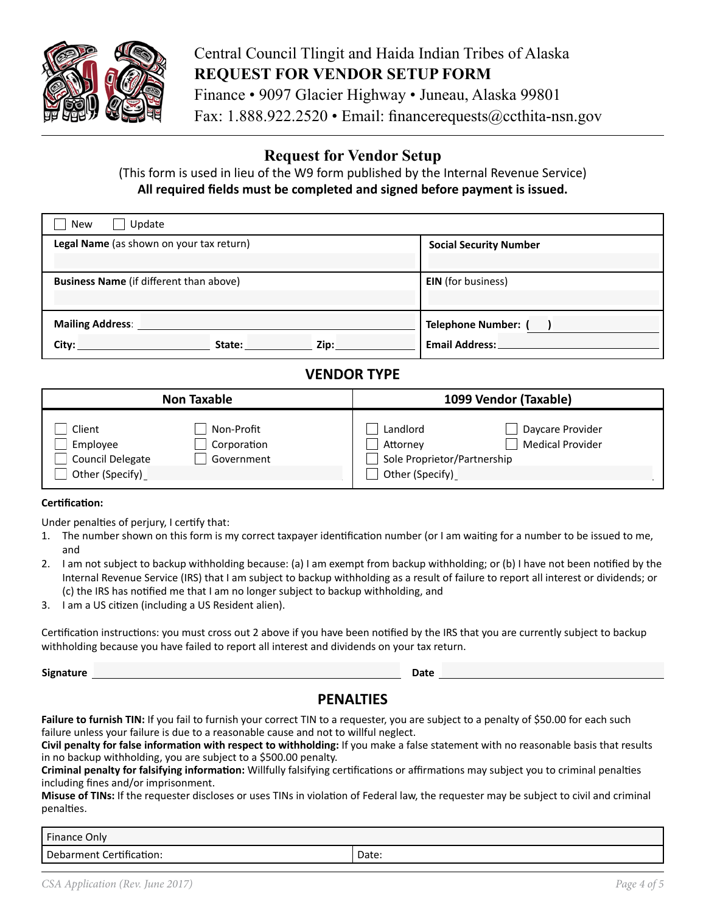Central Council Tlingit and Haida Indian Tribes of Alaska
**REQUEST FOR VENDOR SETUP FORM**
Finance • 9097 Glacier Highway • Juneau, Alaska 99801
Fax: 1.888.922.2520 • Email: financerequests@ccthita-nsn.gov

## Request for Vendor Setup

(This form is used in lieu of the W9 form published by the Internal Revenue Service)
**All required fields must be completed and signed before payment is issued.**

| ☐ New ☐ Update | |
|---|---|
| **Legal Name** (as shown on your tax return) | **Social Security Number** |
| **Business Name** (if different than above) | **EIN** (for business) |
| **Mailing Address**: | **Telephone Number:** ( ) |
| **City:** **State:** **Zip:** | **Email Address:** |

## VENDOR TYPE

| Non Taxable | | 1099 Vendor (Taxable) | |
|---|---|---|---|
| ☐ Client | ☐ Non-Profit | ☐ Landlord | ☐ Daycare Provider |
| ☐ Employee | ☐ Corporation | ☐ Attorney | ☐ Medical Provider |
| ☐ Council Delegate | ☐ Government | ☐ Sole Proprietor/Partnership | |
| ☐ Other (Specify) | | ☐ Other (Specify) | |

**Certification:**

Under penalties of perjury, I certify that:

1. The number shown on this form is my correct taxpayer identification number (or I am waiting for a number to be issued to me, and
2. I am not subject to backup withholding because: (a) I am exempt from backup withholding; or (b) I have not been notified by the Internal Revenue Service (IRS) that I am subject to backup withholding as a result of failure to report all interest or dividends; or (c) the IRS has notified me that I am no longer subject to backup withholding, and
3. I am a US citizen (including a US Resident alien).

Certification instructions: you must cross out 2 above if you have been notified by the IRS that you are currently subject to backup withholding because you have failed to report all interest and dividends on your tax return.

**Signature** ______________________ **Date** ______________

## PENALTIES

**Failure to furnish TIN:** If you fail to furnish your correct TIN to a requester, you are subject to a penalty of $50.00 for each such failure unless your failure is due to a reasonable cause and not to willful neglect.
**Civil penalty for false information with respect to withholding:** If you make a false statement with no reasonable basis that results in no backup withholding, you are subject to a $500.00 penalty.
**Criminal penalty for falsifying information:** Willfully falsifying certifications or affirmations may subject you to criminal penalties including fines and/or imprisonment.
**Misuse of TINs:** If the requester discloses or uses TINs in violation of Federal law, the requester may be subject to civil and criminal penalties.

| Finance Only | |
|---|---|
| Debarment Certification: | Date: |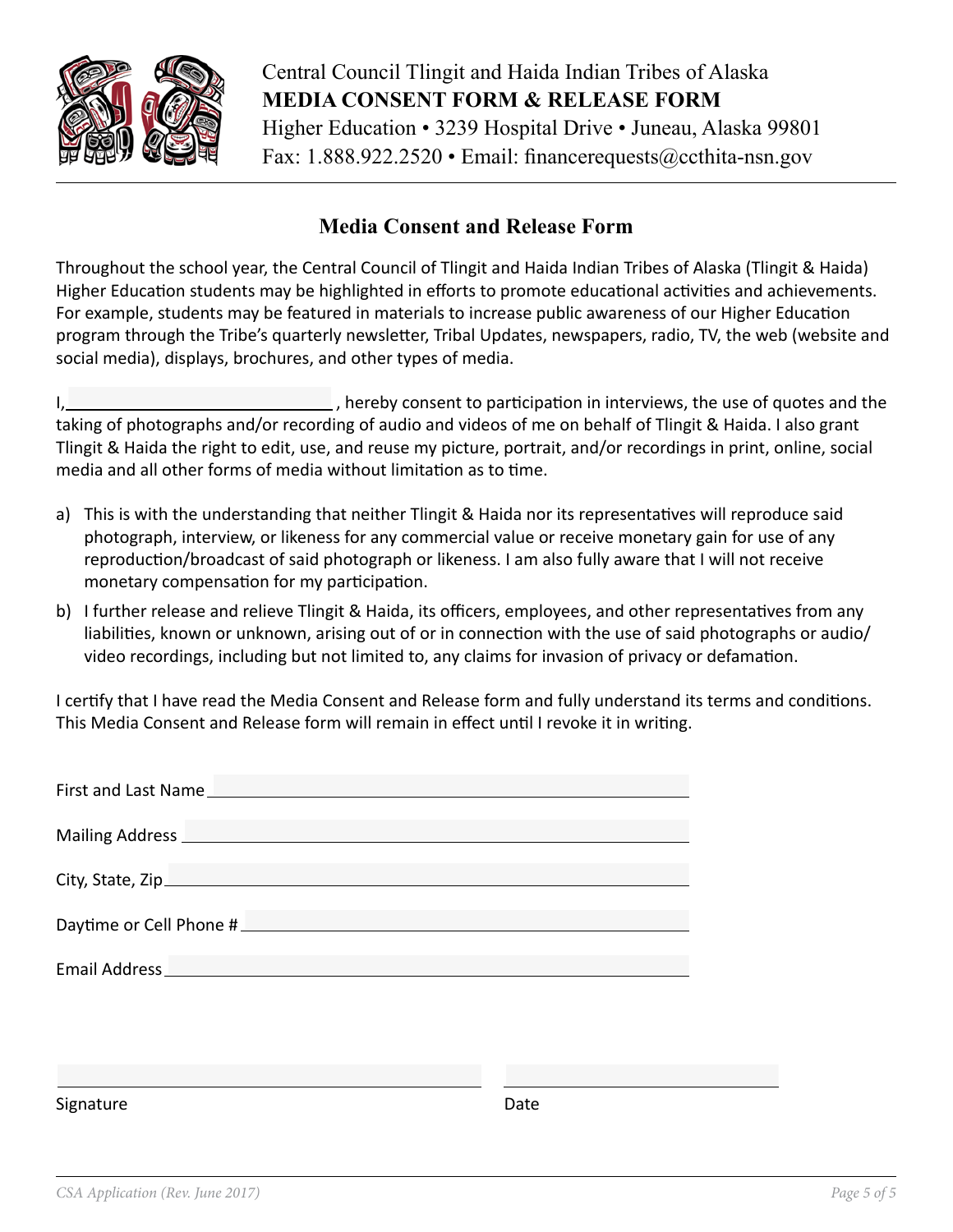Central Council Tlingit and Haida Indian Tribes of Alaska
**MEDIA CONSENT FORM & RELEASE FORM**
Higher Education • 3239 Hospital Drive • Juneau, Alaska 99801
Fax: 1.888.922.2520 • Email: financerequests@ccthita-nsn.gov

## Media Consent and Release Form

Throughout the school year, the Central Council of Tlingit and Haida Indian Tribes of Alaska (Tlingit & Haida) Higher Education students may be highlighted in efforts to promote educational activities and achievements. For example, students may be featured in materials to increase public awareness of our Higher Education program through the Tribe's quarterly newsletter, Tribal Updates, newspapers, radio, TV, the web (website and social media), displays, brochures, and other types of media.

I, ______________________________ , hereby consent to participation in interviews, the use of quotes and the taking of photographs and/or recording of audio and videos of me on behalf of Tlingit & Haida. I also grant Tlingit & Haida the right to edit, use, and reuse my picture, portrait, and/or recordings in print, online, social media and all other forms of media without limitation as to time.

a) This is with the understanding that neither Tlingit & Haida nor its representatives will reproduce said photograph, interview, or likeness for any commercial value or receive monetary gain for use of any reproduction/broadcast of said photograph or likeness. I am also fully aware that I will not receive monetary compensation for my participation.

b) I further release and relieve Tlingit & Haida, its officers, employees, and other representatives from any liabilities, known or unknown, arising out of or in connection with the use of said photographs or audio/video recordings, including but not limited to, any claims for invasion of privacy or defamation.

I certify that I have read the Media Consent and Release form and fully understand its terms and conditions. This Media Consent and Release form will remain in effect until I revoke it in writing.

First and Last Name ______________________________

Mailing Address ______________________________

City, State, Zip ______________________________

Daytime or Cell Phone # ______________________________

Email Address ______________________________

______________________________ ______________________________

Signature Date